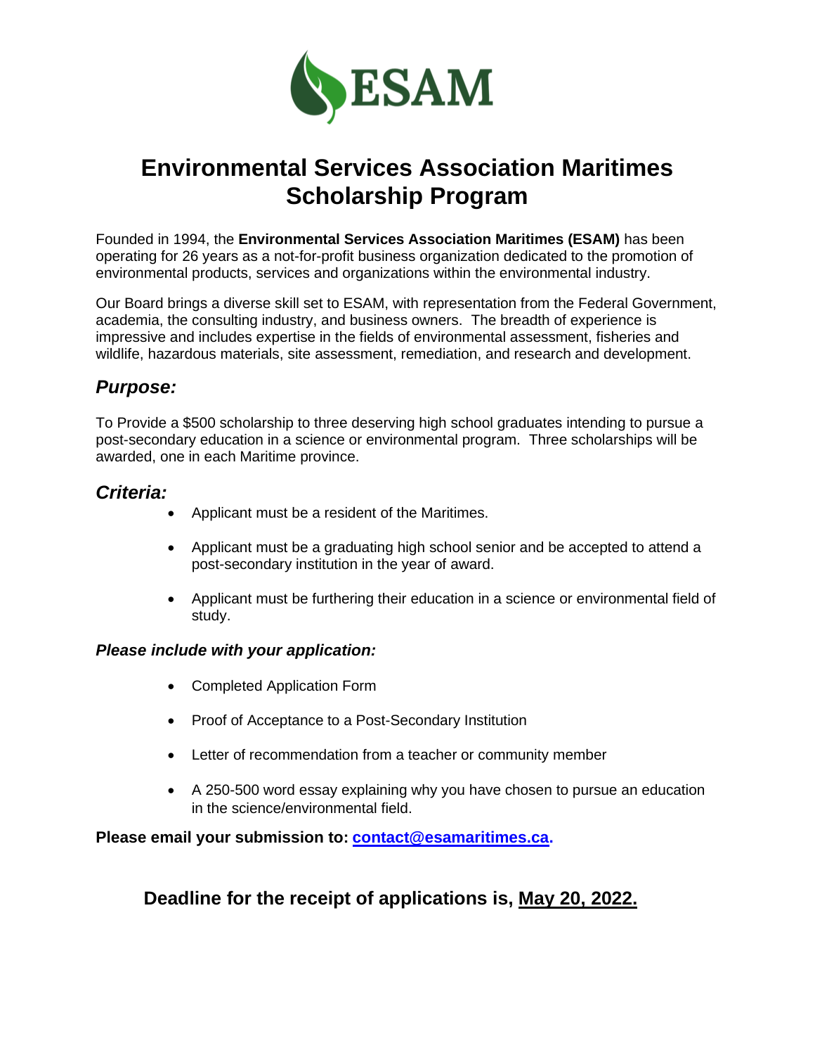ESAM

# Environmental Services Association Maritimes Scholarship Program

Founded in 1994, the **Environmental Services Association Maritimes (ESAM)** has been operating for 26 years as a not-for-profit business organization dedicated to the promotion of environmental products, services and organizations within the environmental industry.

Our Board brings a diverse skill set to ESAM, with representation from the Federal Government, academia, the consulting industry, and business owners. The breadth of experience is impressive and includes expertise in the fields of environmental assessment, fisheries and wildlife, hazardous materials, site assessment, remediation, and research and development.

## *Purpose:*

To Provide a $500 scholarship to three deserving high school graduates intending to pursue a post-secondary education in a science or environmental program. Three scholarships will be awarded, one in each Maritime province.

## *Criteria:*

- Applicant must be a resident of the Maritimes.
- Applicant must be a graduating high school senior and be accepted to attend a post-secondary institution in the year of award.
- Applicant must be furthering their education in a science or environmental field of study.

### *Please include with your application:*

- Completed Application Form
- Proof of Acceptance to a Post-Secondary Institution
- Letter of recommendation from a teacher or community member
- A 250-500 word essay explaining why you have chosen to pursue an education in the science/environmental field.

**Please email your submission to: contact@esamaritimes.ca.**

**Deadline for the receipt of applications is, May 20, 2022.**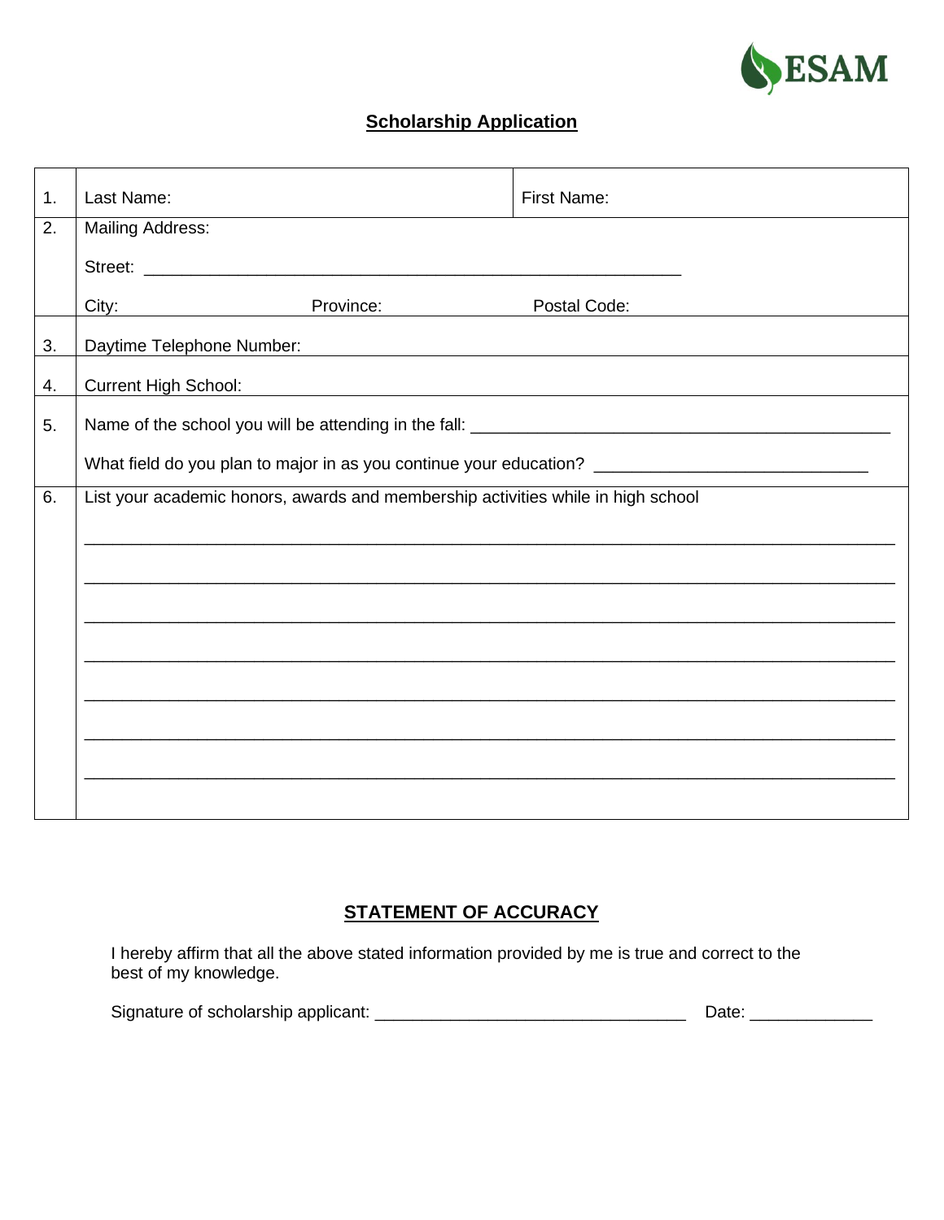ESAM

# Scholarship Application

| | | |
|---|---|---|
| 1. | Last Name: | First Name: |
| 2. | Mailing Address:<br><br>Street: _______________________________________________________<br><br>City: Province: Postal Code: | |
| 3. | Daytime Telephone Number: | |
| 4. | Current High School: | |
| 5. | Name of the school you will be attending in the fall: ____________________________________________<br><br>What field do you plan to major in as you continue your education? _____________________________ | |
| 6. | List your academic honors, awards and membership activities while in high school<br><br>______________________________________________________________________________________<br><br>______________________________________________________________________________________<br><br>______________________________________________________________________________________<br><br>______________________________________________________________________________________<br><br>______________________________________________________________________________________<br><br>______________________________________________________________________________________<br><br>______________________________________________________________________________________ | |

## STATEMENT OF ACCURACY

I hereby affirm that all the above stated information provided by me is true and correct to the best of my knowledge.

Signature of scholarship applicant: _________________________________ Date: _____________